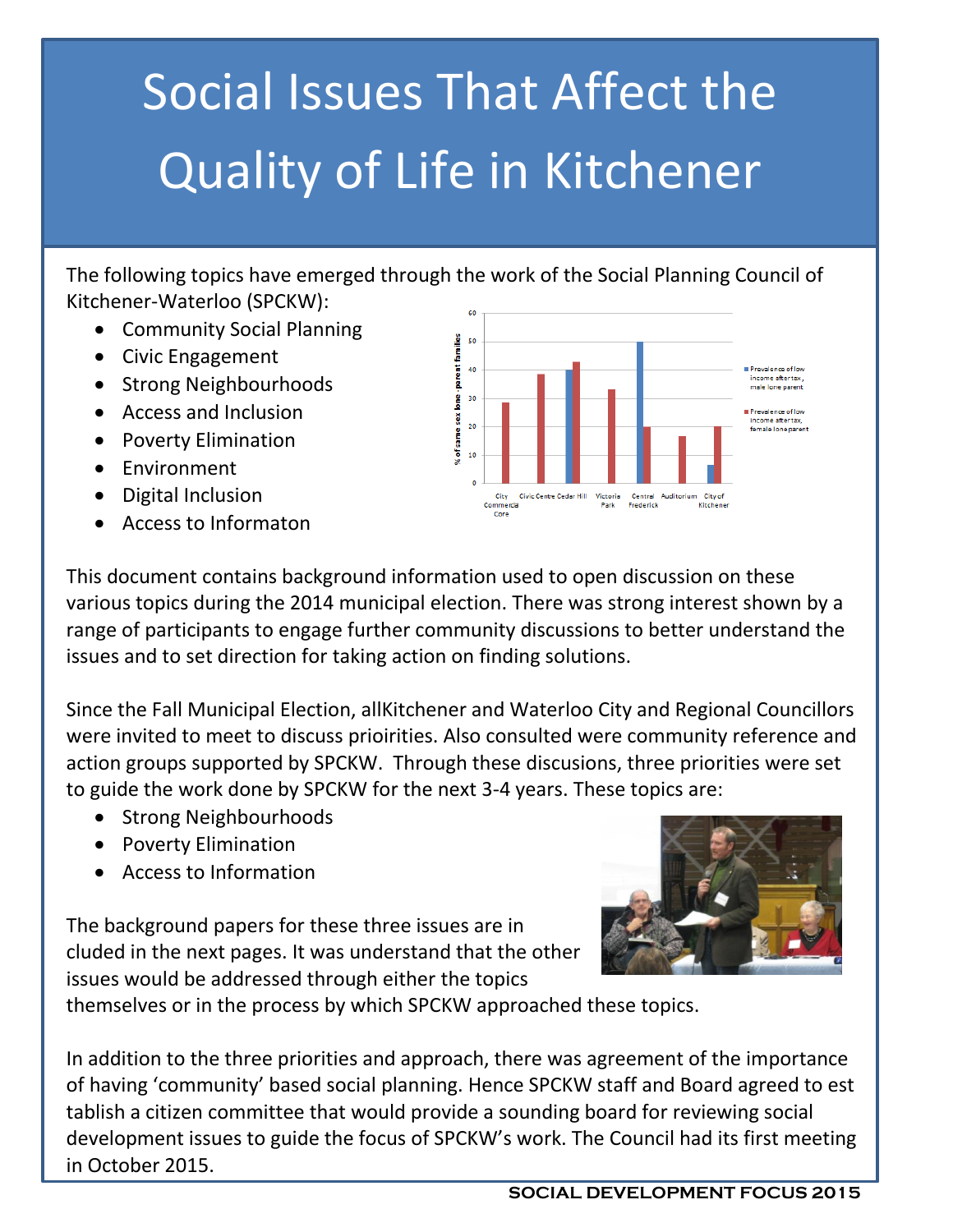# Social Issues That Affect the Quality of Life in Kitchener

The following topics have emerged through the work of the Social Planning Council of Kitchener-Waterloo (SPCKW):

- Community Social Planning
- Civic Engagement
- Strong Neighbourhoods
- Access and Inclusion
- Poverty Elimination
- Environment
- Digital Inclusion
- Access to Informaton

This document contains background information used to open discussion on these various topics during the 2014 municipal election. There was strong interest shown by a range of participants to engage further community discussions to better understand the issues and to set direction for taking action on finding solutions.

Since the Fall Municipal Election, allKitchener and Waterloo City and Regional Councillors were invited to meet to discuss prioirities. Also consulted were community reference and action groups supported by SPCKW. Through these discusions, three priorities were set to guide the work done by SPCKW for the next 3-4 years. These topics are:

- Strong Neighbourhoods
- Poverty Elimination
- Access to Information

The background papers for these three issues are in cluded in the next pages. It was understand that the other issues would be addressed through either the topics themselves or in the process by which SPCKW approached these topics.

In addition to the three priorities and approach, there was agreement of the importance of having 'community' based social planning. Hence SPCKW staff and Board agreed to est tablish a citizen committee that would provide a sounding board for reviewing social development issues to guide the focus of SPCKW's work. The Council had its first meeting in October 2015.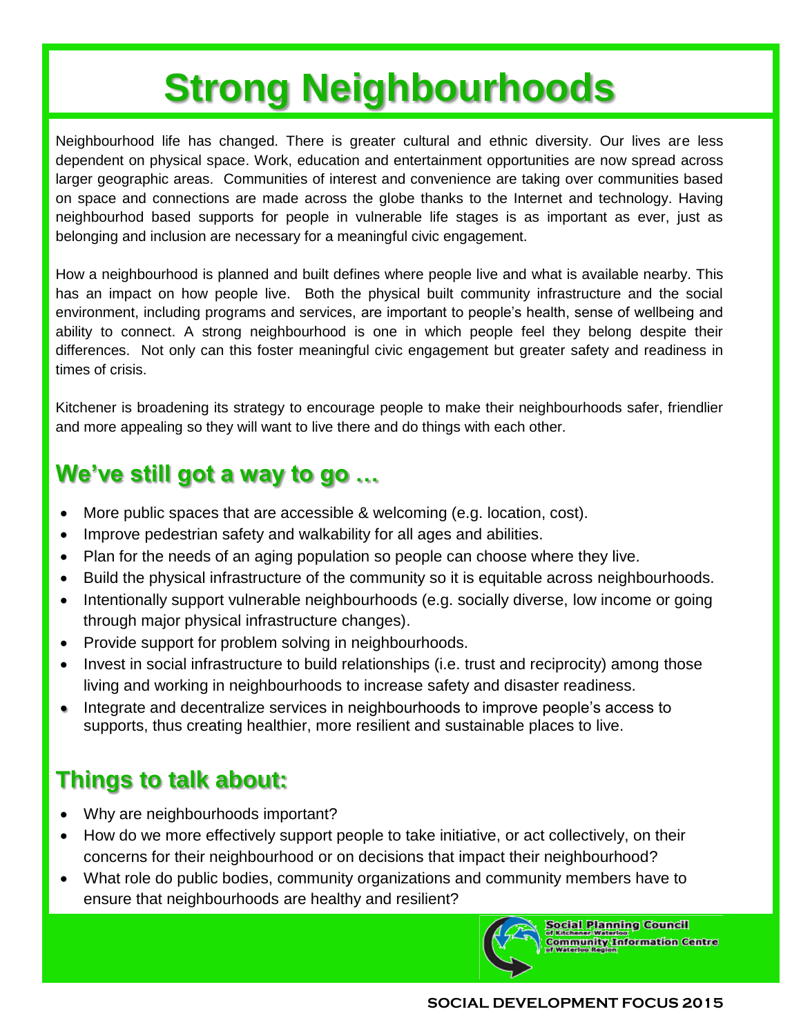# Strong Neighbourhoods

Neighbourhood life has changed. There is greater cultural and ethnic diversity. Our lives are less dependent on physical space. Work, education and entertainment opportunities are now spread across larger geographic areas. Communities of interest and convenience are taking over communities based on space and connections are made across the globe thanks to the Internet and technology. Having neighbourhod based supports for people in vulnerable life stages is as important as ever, just as belonging and inclusion are necessary for a meaningful civic engagement.

How a neighbourhood is planned and built defines where people live and what is available nearby. This has an impact on how people live. Both the physical built community infrastructure and the social environment, including programs and services, are important to people's health, sense of wellbeing and ability to connect. A strong neighbourhood is one in which people feel they belong despite their differences. Not only can this foster meaningful civic engagement but greater safety and readiness in times of crisis.

Kitchener is broadening its strategy to encourage people to make their neighbourhoods safer, friendlier and more appealing so they will want to live there and do things with each other.

## We've still got a way to go …

- More public spaces that are accessible & welcoming (e.g. location, cost).
- Improve pedestrian safety and walkability for all ages and abilities.
- Plan for the needs of an aging population so people can choose where they live.
- Build the physical infrastructure of the community so it is equitable across neighbourhoods.
- Intentionally support vulnerable neighbourhoods (e.g. socially diverse, low income or going through major physical infrastructure changes).
- Provide support for problem solving in neighbourhoods.
- Invest in social infrastructure to build relationships (i.e. trust and reciprocity) among those living and working in neighbourhoods to increase safety and disaster readiness.
- Integrate and decentralize services in neighbourhoods to improve people's access to supports, thus creating healthier, more resilient and sustainable places to live.

## Things to talk about:

- Why are neighbourhoods important?
- How do we more effectively support people to take initiative, or act collectively, on their concerns for their neighbourhood or on decisions that impact their neighbourhood?
- What role do public bodies, community organizations and community members have to ensure that neighbourhoods are healthy and resilient?

Social Planning Council of Kitchener-Waterloo
Community Information Centre of Waterloo Region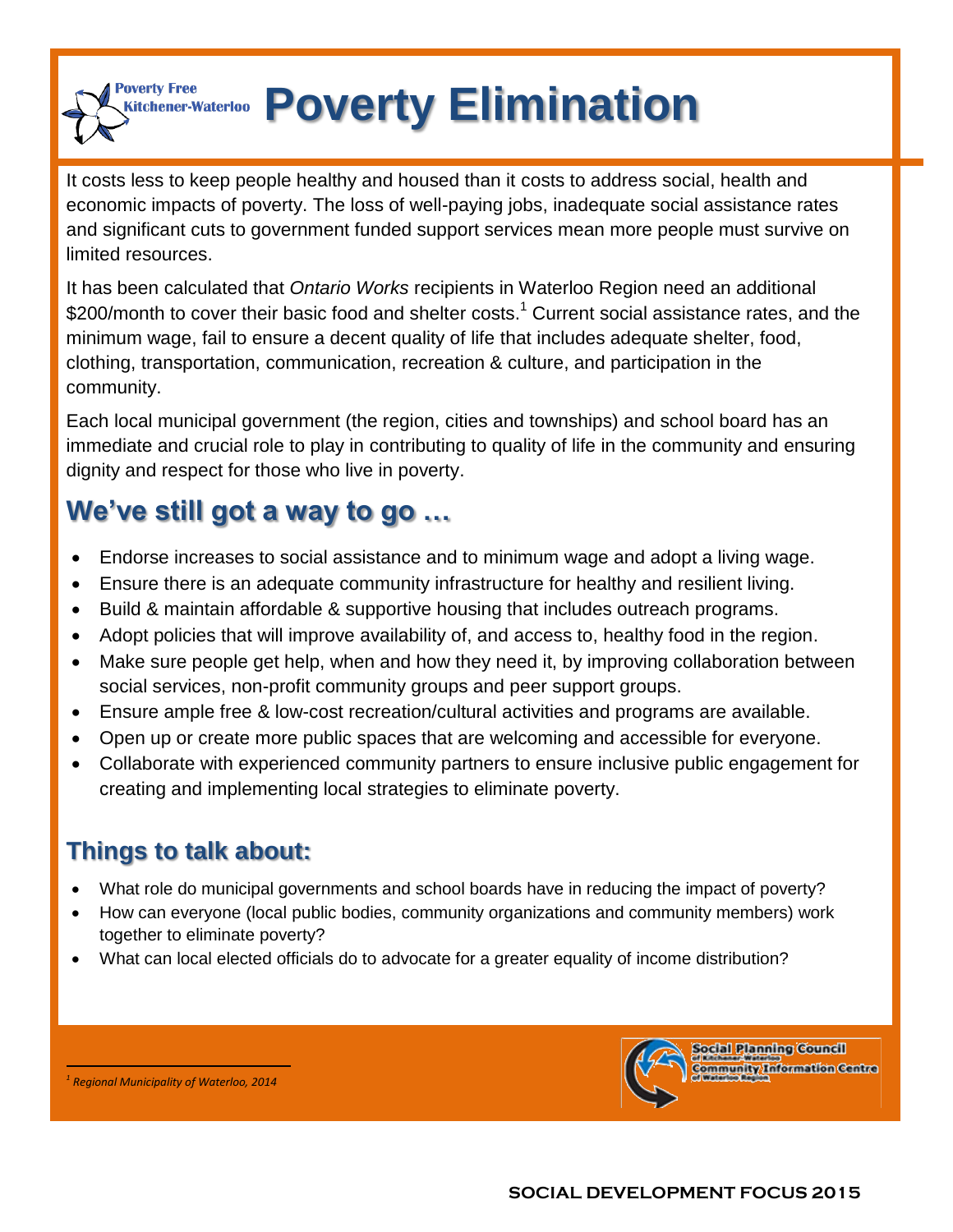# Poverty Elimination

It costs less to keep people healthy and housed than it costs to address social, health and economic impacts of poverty. The loss of well-paying jobs, inadequate social assistance rates and significant cuts to government funded support services mean more people must survive on limited resources.

It has been calculated that *Ontario Works* recipients in Waterloo Region need an additional $200/month to cover their basic food and shelter costs.[1] Current social assistance rates, and the minimum wage, fail to ensure a decent quality of life that includes adequate shelter, food, clothing, transportation, communication, recreation & culture, and participation in the community.

Each local municipal government (the region, cities and townships) and school board has an immediate and crucial role to play in contributing to quality of life in the community and ensuring dignity and respect for those who live in poverty.

## We've still got a way to go …

- Endorse increases to social assistance and to minimum wage and adopt a living wage.
- Ensure there is an adequate community infrastructure for healthy and resilient living.
- Build & maintain affordable & supportive housing that includes outreach programs.
- Adopt policies that will improve availability of, and access to, healthy food in the region.
- Make sure people get help, when and how they need it, by improving collaboration between social services, non-profit community groups and peer support groups.
- Ensure ample free & low-cost recreation/cultural activities and programs are available.
- Open up or create more public spaces that are welcoming and accessible for everyone.
- Collaborate with experienced community partners to ensure inclusive public engagement for creating and implementing local strategies to eliminate poverty.

## Things to talk about:

- What role do municipal governments and school boards have in reducing the impact of poverty?
- How can everyone (local public bodies, community organizations and community members) work together to eliminate poverty?
- What can local elected officials do to advocate for a greater equality of income distribution?

[1] *Regional Municipality of Waterloo, 2014*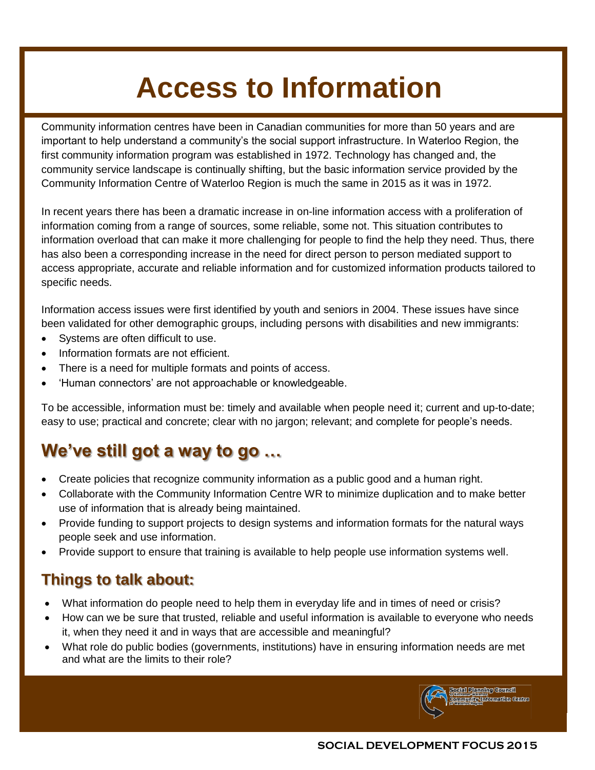# Access to Information

Community information centres have been in Canadian communities for more than 50 years and are important to help understand a community's the social support infrastructure. In Waterloo Region, the first community information program was established in 1972. Technology has changed and, the community service landscape is continually shifting, but the basic information service provided by the Community Information Centre of Waterloo Region is much the same in 2015 as it was in 1972.

In recent years there has been a dramatic increase in on-line information access with a proliferation of information coming from a range of sources, some reliable, some not. This situation contributes to information overload that can make it more challenging for people to find the help they need. Thus, there has also been a corresponding increase in the need for direct person to person mediated support to access appropriate, accurate and reliable information and for customized information products tailored to specific needs.

Information access issues were first identified by youth and seniors in 2004. These issues have since been validated for other demographic groups, including persons with disabilities and new immigrants:

- Systems are often difficult to use.
- Information formats are not efficient.
- There is a need for multiple formats and points of access.
- 'Human connectors' are not approachable or knowledgeable.

To be accessible, information must be: timely and available when people need it; current and up-to-date; easy to use; practical and concrete; clear with no jargon; relevant; and complete for people's needs.

## We've still got a way to go …

- Create policies that recognize community information as a public good and a human right.
- Collaborate with the Community Information Centre WR to minimize duplication and to make better use of information that is already being maintained.
- Provide funding to support projects to design systems and information formats for the natural ways people seek and use information.
- Provide support to ensure that training is available to help people use information systems well.

## Things to talk about:

- What information do people need to help them in everyday life and in times of need or crisis?
- How can we be sure that trusted, reliable and useful information is available to everyone who needs it, when they need it and in ways that are accessible and meaningful?
- What role do public bodies (governments, institutions) have in ensuring information needs are met and what are the limits to their role?

Social Planning Council of Kitchener-Waterloo
Community Information Centre of Waterloo Region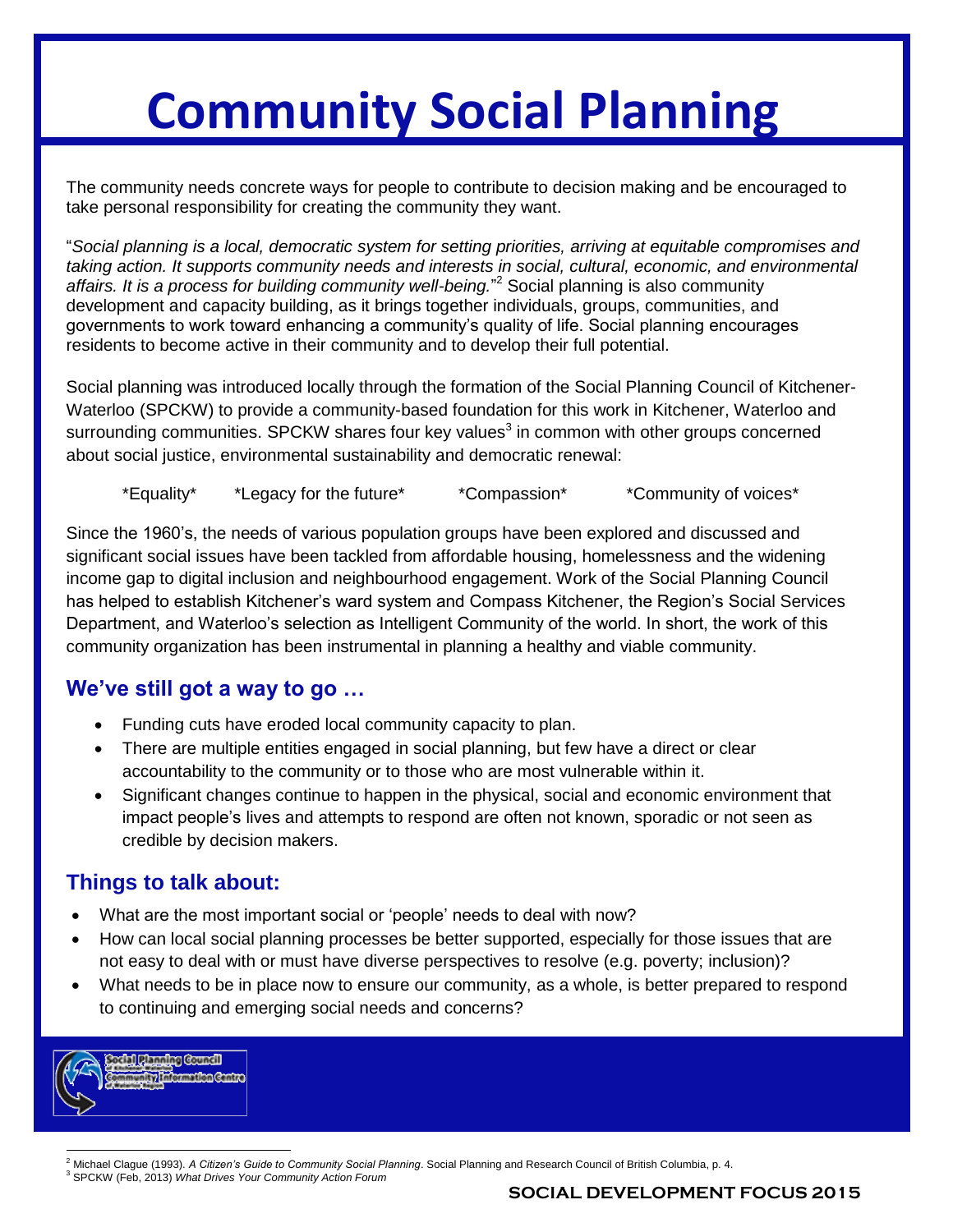# Community Social Planning

The community needs concrete ways for people to contribute to decision making and be encouraged to take personal responsibility for creating the community they want.

"*Social planning is a local, democratic system for setting priorities, arriving at equitable compromises and taking action. It supports community needs and interests in social, cultural, economic, and environmental affairs. It is a process for building community well-being.*"[2] Social planning is also community development and capacity building, as it brings together individuals, groups, communities, and governments to work toward enhancing a community's quality of life. Social planning encourages residents to become active in their community and to develop their full potential.

Social planning was introduced locally through the formation of the Social Planning Council of Kitchener-Waterloo (SPCKW) to provide a community-based foundation for this work in Kitchener, Waterloo and surrounding communities. SPCKW shares four key values[3] in common with other groups concerned about social justice, environmental sustainability and democratic renewal:

*Equality* *Legacy for the future* *Compassion* *Community of voices*

Since the 1960's, the needs of various population groups have been explored and discussed and significant social issues have been tackled from affordable housing, homelessness and the widening income gap to digital inclusion and neighbourhood engagement. Work of the Social Planning Council has helped to establish Kitchener's ward system and Compass Kitchener, the Region's Social Services Department, and Waterloo's selection as Intelligent Community of the world. In short, the work of this community organization has been instrumental in planning a healthy and viable community.

## We've still got a way to go …

- Funding cuts have eroded local community capacity to plan.
- There are multiple entities engaged in social planning, but few have a direct or clear accountability to the community or to those who are most vulnerable within it.
- Significant changes continue to happen in the physical, social and economic environment that impact people's lives and attempts to respond are often not known, sporadic or not seen as credible by decision makers.

## Things to talk about:

- What are the most important social or 'people' needs to deal with now?
- How can local social planning processes be better supported, especially for those issues that are not easy to deal with or must have diverse perspectives to resolve (e.g. poverty; inclusion)?
- What needs to be in place now to ensure our community, as a whole, is better prepared to respond to continuing and emerging social needs and concerns?

[2] Michael Clague (1993). *A Citizen's Guide to Community Social Planning*. Social Planning and Research Council of British Columbia, p. 4.

[3] SPCKW (Feb, 2013) *What Drives Your Community Action Forum*